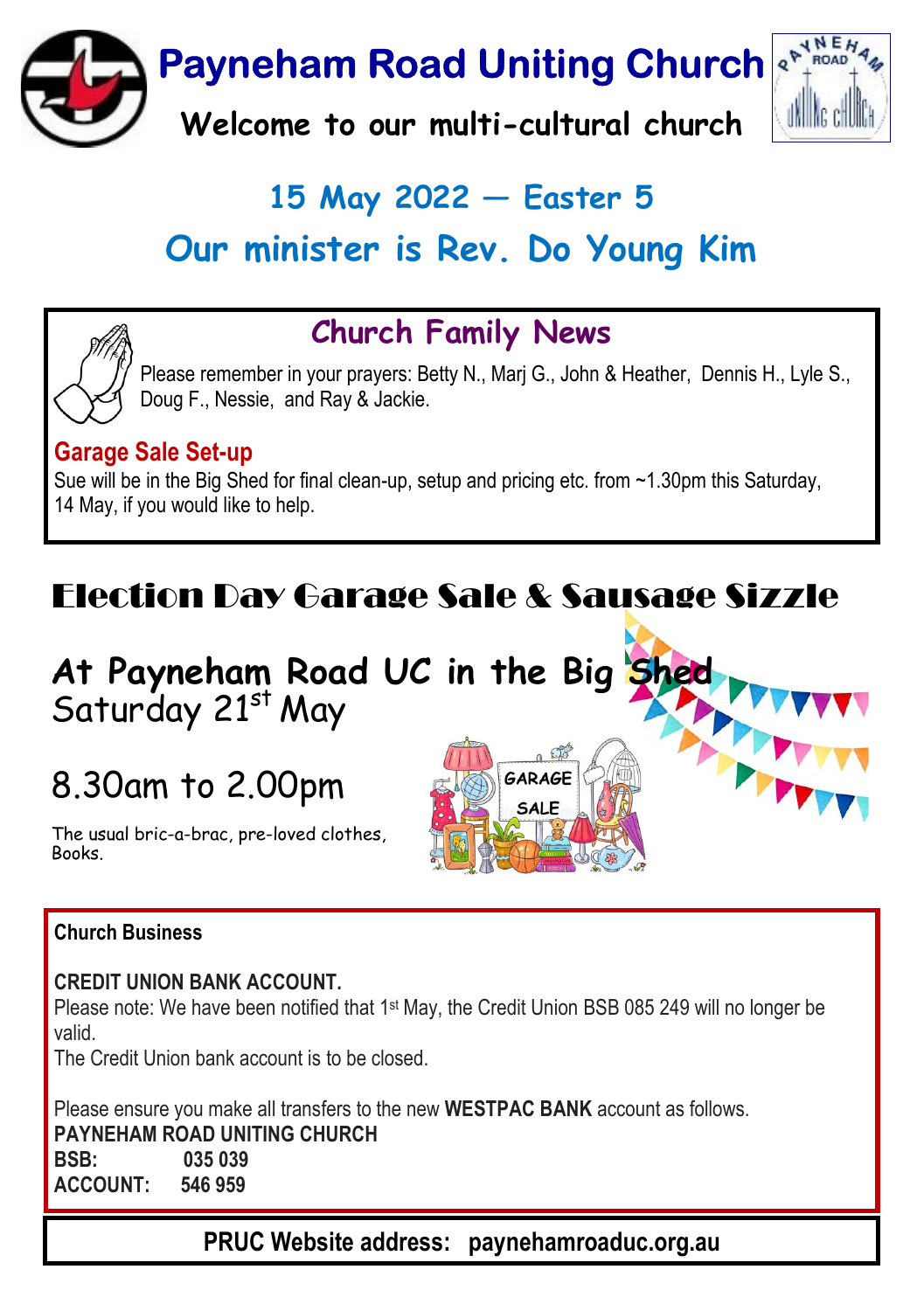# Payneham Road Uniting Church

**Welcome to our multi-cultural church**

## 15 May 2022 — Easter 5

## Our minister is Rev. Do Young Kim

### Church Family News

Please remember in your prayers: Betty N., Marj G., John & Heather, Dennis H., Lyle S., Doug F., Nessie, and Ray & Jackie.

**Garage Sale Set-up**

Sue will be in the Big Shed for final clean-up, setup and pricing etc. from ~1.30pm this Saturday, 14 May, if you would like to help.

## Election Day Garage Sale & Sausage Sizzle

**At Payneham Road UC in the Big Shed**

Saturday 21st May

8.30am to 2.00pm

The usual bric-a-brac, pre-loved clothes, Books.

GARAGE SALE

**Church Business**

**CREDIT UNION BANK ACCOUNT.**

Please note: We have been notified that 1st May, the Credit Union BSB 085 249 will no longer be valid.

The Credit Union bank account is to be closed.

Please ensure you make all transfers to the new **WESTPAC BANK** account as follows.

**PAYNEHAM ROAD UNITING CHURCH**

**BSB: 035 039**

**ACCOUNT: 546 959**

**PRUC Website address: paynehamroaduc.org.au**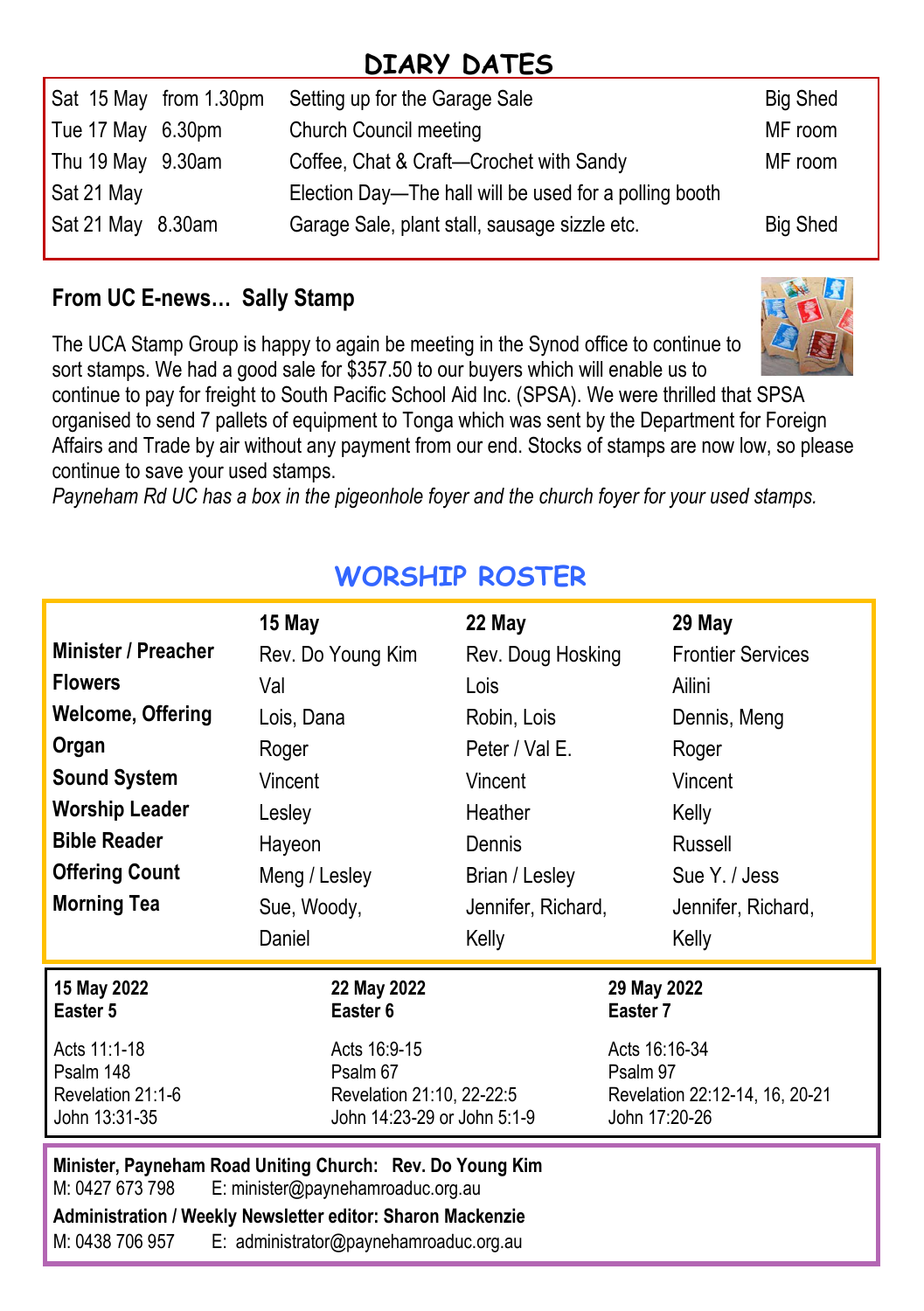## DIARY DATES

| | | | |
|---|---|---|---|
| Sat 15 May from 1.30pm | Setting up for the Garage Sale | Big Shed |
| Tue 17 May 6.30pm | Church Council meeting | MF room |
| Thu 19 May 9.30am | Coffee, Chat & Craft—Crochet with Sandy | MF room |
| Sat 21 May | Election Day—The hall will be used for a polling booth | |
| Sat 21 May 8.30am | Garage Sale, plant stall, sausage sizzle etc. | Big Shed |

### From UC E-news… Sally Stamp

The UCA Stamp Group is happy to again be meeting in the Synod office to continue to sort stamps. We had a good sale for $357.50 to our buyers which will enable us to continue to pay for freight to South Pacific School Aid Inc. (SPSA). We were thrilled that SPSA organised to send 7 pallets of equipment to Tonga which was sent by the Department for Foreign Affairs and Trade by air without any payment from our end. Stocks of stamps are now low, so please continue to save your used stamps.

*Payneham Rd UC has a box in the pigeonhole foyer and the church foyer for your used stamps.*

## WORSHIP ROSTER

| | 15 May | 22 May | 29 May |
|---|---|---|---|
| **Minister / Preacher** | Rev. Do Young Kim | Rev. Doug Hosking | Frontier Services |
| **Flowers** | Val | Lois | Ailini |
| **Welcome, Offering** | Lois, Dana | Robin, Lois | Dennis, Meng |
| **Organ** | Roger | Peter / Val E. | Roger |
| **Sound System** | Vincent | Vincent | Vincent |
| **Worship Leader** | Lesley | Heather | Kelly |
| **Bible Reader** | Hayeon | Dennis | Russell |
| **Offering Count** | Meng / Lesley | Brian / Lesley | Sue Y. / Jess |
| **Morning Tea** | Sue, Woody, Daniel | Jennifer, Richard, Kelly | Jennifer, Richard, Kelly |

| **15 May 2022**<br>**Easter 5** | **22 May 2022**<br>**Easter 6** | **29 May 2022**<br>**Easter 7** |
|---|---|---|
| Acts 11:1-18<br>Psalm 148<br>Revelation 21:1-6<br>John 13:31-35 | Acts 16:9-15<br>Psalm 67<br>Revelation 21:10, 22-22:5<br>John 14:23-29 or John 5:1-9 | Acts 16:16-34<br>Psalm 97<br>Revelation 22:12-14, 16, 20-21<br>John 17:20-26 |

**Minister, Payneham Road Uniting Church: Rev. Do Young Kim**
M: 0427 673 798 E: minister@paynehamroaduc.org.au

**Administration / Weekly Newsletter editor: Sharon Mackenzie**
M: 0438 706 957 E: administrator@paynehamroaduc.org.au